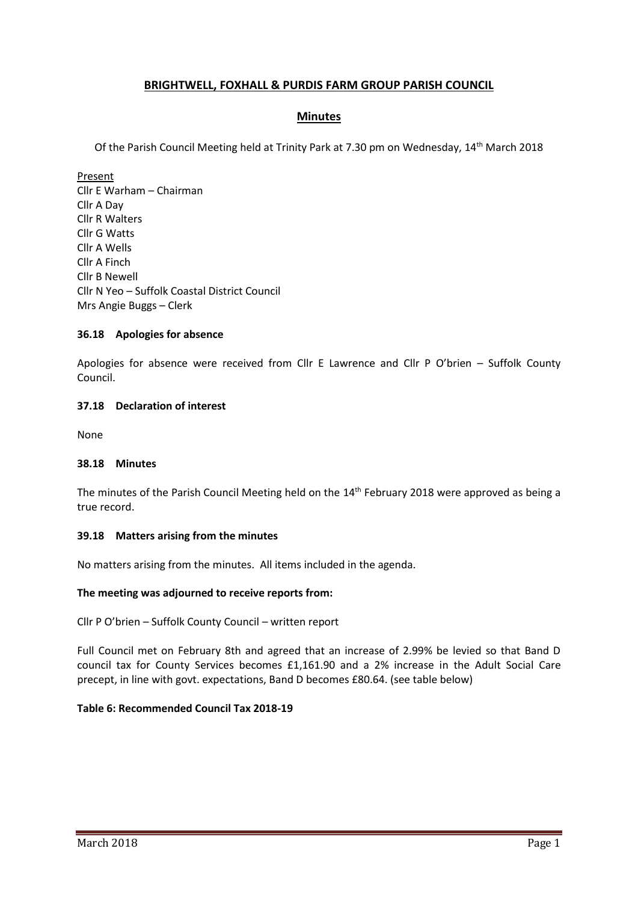# BRIGHTWELL, FOXHALL & PURDIS FARM GROUP PARISH COUNCIL

## Minutes

Of the Parish Council Meeting held at Trinity Park at 7.30 pm on Wednesday, 14th March 2018

Present
Cllr E Warham – Chairman
Cllr A Day
Cllr R Walters
Cllr G Watts
Cllr A Wells
Cllr A Finch
Cllr B Newell
Cllr N Yeo – Suffolk Coastal District Council
Mrs Angie Buggs – Clerk

### 36.18 Apologies for absence

Apologies for absence were received from Cllr E Lawrence and Cllr P O'brien – Suffolk County Council.

### 37.18 Declaration of interest

None

### 38.18 Minutes

The minutes of the Parish Council Meeting held on the 14th February 2018 were approved as being a true record.

### 39.18 Matters arising from the minutes

No matters arising from the minutes. All items included in the agenda.

**The meeting was adjourned to receive reports from:**

Cllr P O'brien – Suffolk County Council – written report

Full Council met on February 8th and agreed that an increase of 2.99% be levied so that Band D council tax for County Services becomes £1,161.90 and a 2% increase in the Adult Social Care precept, in line with govt. expectations, Band D becomes £80.64. (see table below)

**Table 6: Recommended Council Tax 2018-19**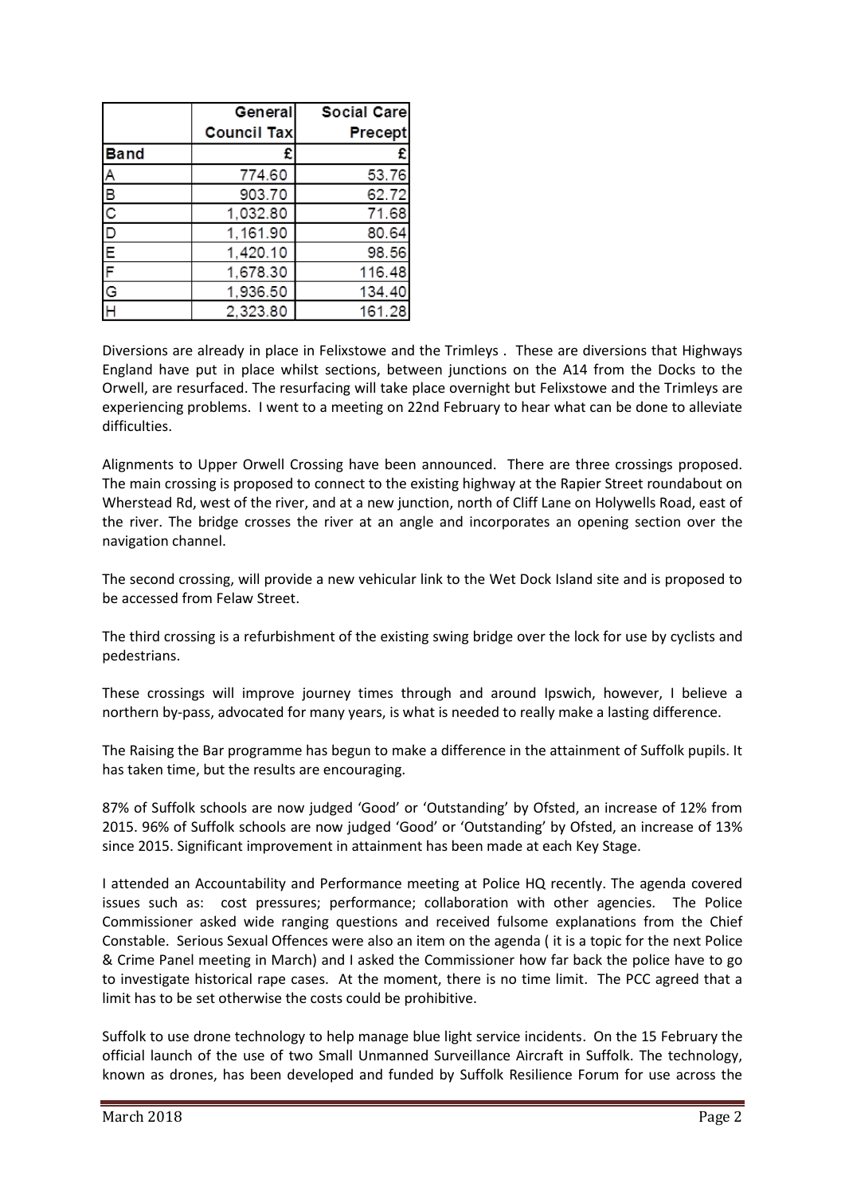|  | General Council Tax | Social Care Precept |
|---|---|---|
| Band | £ | £ |
| A | 774.60 | 53.76 |
| B | 903.70 | 62.72 |
| C | 1,032.80 | 71.68 |
| D | 1,161.90 | 80.64 |
| E | 1,420.10 | 98.56 |
| F | 1,678.30 | 116.48 |
| G | 1,936.50 | 134.40 |
| H | 2,323.80 | 161.28 |

Diversions are already in place in Felixstowe and the Trimleys . These are diversions that Highways England have put in place whilst sections, between junctions on the A14 from the Docks to the Orwell, are resurfaced. The resurfacing will take place overnight but Felixstowe and the Trimleys are experiencing problems. I went to a meeting on 22nd February to hear what can be done to alleviate difficulties.

Alignments to Upper Orwell Crossing have been announced. There are three crossings proposed. The main crossing is proposed to connect to the existing highway at the Rapier Street roundabout on Wherstead Rd, west of the river, and at a new junction, north of Cliff Lane on Holywells Road, east of the river. The bridge crosses the river at an angle and incorporates an opening section over the navigation channel.

The second crossing, will provide a new vehicular link to the Wet Dock Island site and is proposed to be accessed from Felaw Street.

The third crossing is a refurbishment of the existing swing bridge over the lock for use by cyclists and pedestrians.

These crossings will improve journey times through and around Ipswich, however, I believe a northern by-pass, advocated for many years, is what is needed to really make a lasting difference.

The Raising the Bar programme has begun to make a difference in the attainment of Suffolk pupils. It has taken time, but the results are encouraging.

87% of Suffolk schools are now judged 'Good' or 'Outstanding' by Ofsted, an increase of 12% from 2015. 96% of Suffolk schools are now judged 'Good' or 'Outstanding' by Ofsted, an increase of 13% since 2015. Significant improvement in attainment has been made at each Key Stage.

I attended an Accountability and Performance meeting at Police HQ recently. The agenda covered issues such as: cost pressures; performance; collaboration with other agencies. The Police Commissioner asked wide ranging questions and received fulsome explanations from the Chief Constable. Serious Sexual Offences were also an item on the agenda ( it is a topic for the next Police & Crime Panel meeting in March) and I asked the Commissioner how far back the police have to go to investigate historical rape cases. At the moment, there is no time limit. The PCC agreed that a limit has to be set otherwise the costs could be prohibitive.

Suffolk to use drone technology to help manage blue light service incidents. On the 15 February the official launch of the use of two Small Unmanned Surveillance Aircraft in Suffolk. The technology, known as drones, has been developed and funded by Suffolk Resilience Forum for use across the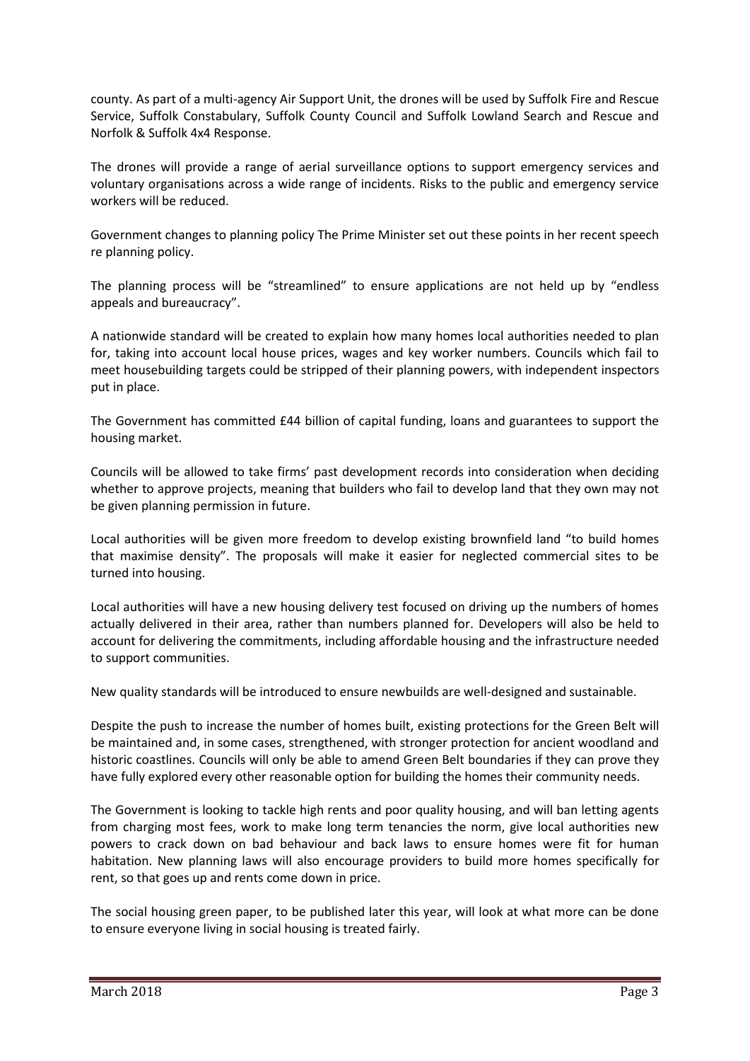county. As part of a multi-agency Air Support Unit, the drones will be used by Suffolk Fire and Rescue Service, Suffolk Constabulary, Suffolk County Council and Suffolk Lowland Search and Rescue and Norfolk & Suffolk 4x4 Response.

The drones will provide a range of aerial surveillance options to support emergency services and voluntary organisations across a wide range of incidents. Risks to the public and emergency service workers will be reduced.

Government changes to planning policy The Prime Minister set out these points in her recent speech re planning policy.

The planning process will be "streamlined" to ensure applications are not held up by "endless appeals and bureaucracy".

A nationwide standard will be created to explain how many homes local authorities needed to plan for, taking into account local house prices, wages and key worker numbers. Councils which fail to meet housebuilding targets could be stripped of their planning powers, with independent inspectors put in place.

The Government has committed £44 billion of capital funding, loans and guarantees to support the housing market.

Councils will be allowed to take firms' past development records into consideration when deciding whether to approve projects, meaning that builders who fail to develop land that they own may not be given planning permission in future.

Local authorities will be given more freedom to develop existing brownfield land "to build homes that maximise density". The proposals will make it easier for neglected commercial sites to be turned into housing.

Local authorities will have a new housing delivery test focused on driving up the numbers of homes actually delivered in their area, rather than numbers planned for. Developers will also be held to account for delivering the commitments, including affordable housing and the infrastructure needed to support communities.

New quality standards will be introduced to ensure newbuilds are well-designed and sustainable.

Despite the push to increase the number of homes built, existing protections for the Green Belt will be maintained and, in some cases, strengthened, with stronger protection for ancient woodland and historic coastlines. Councils will only be able to amend Green Belt boundaries if they can prove they have fully explored every other reasonable option for building the homes their community needs.

The Government is looking to tackle high rents and poor quality housing, and will ban letting agents from charging most fees, work to make long term tenancies the norm, give local authorities new powers to crack down on bad behaviour and back laws to ensure homes were fit for human habitation. New planning laws will also encourage providers to build more homes specifically for rent, so that goes up and rents come down in price.

The social housing green paper, to be published later this year, will look at what more can be done to ensure everyone living in social housing is treated fairly.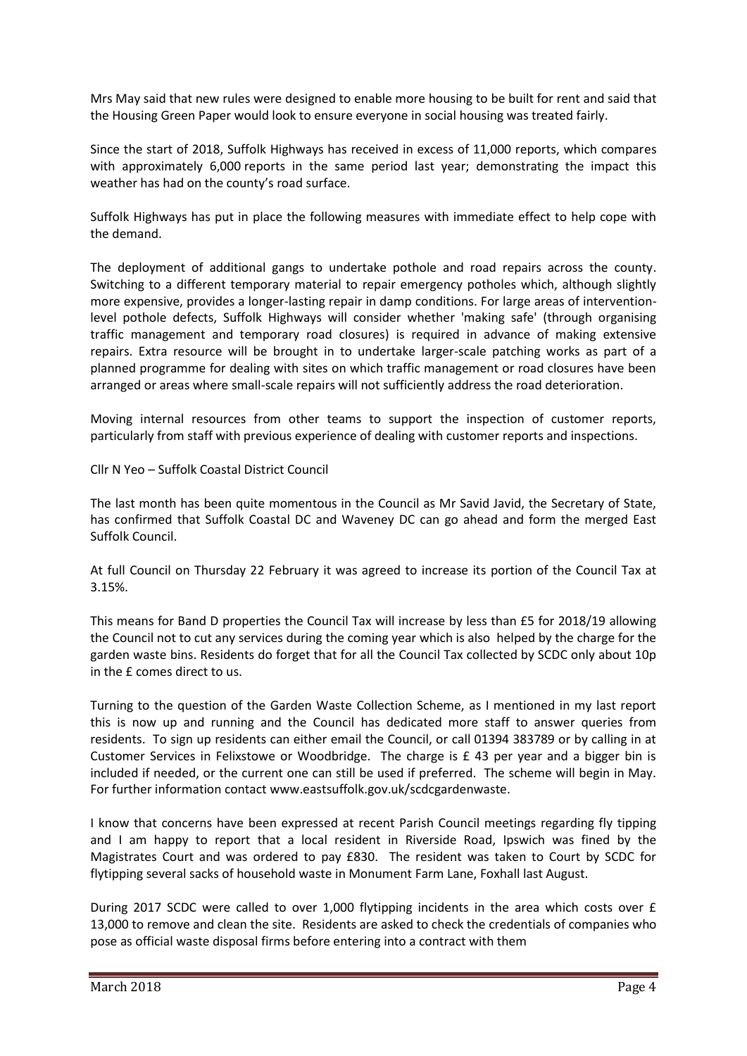Mrs May said that new rules were designed to enable more housing to be built for rent and said that the Housing Green Paper would look to ensure everyone in social housing was treated fairly.

Since the start of 2018, Suffolk Highways has received in excess of 11,000 reports, which compares with approximately 6,000 reports in the same period last year; demonstrating the impact this weather has had on the county's road surface.

Suffolk Highways has put in place the following measures with immediate effect to help cope with the demand.

The deployment of additional gangs to undertake pothole and road repairs across the county. Switching to a different temporary material to repair emergency potholes which, although slightly more expensive, provides a longer-lasting repair in damp conditions. For large areas of intervention-level pothole defects, Suffolk Highways will consider whether 'making safe' (through organising traffic management and temporary road closures) is required in advance of making extensive repairs. Extra resource will be brought in to undertake larger-scale patching works as part of a planned programme for dealing with sites on which traffic management or road closures have been arranged or areas where small-scale repairs will not sufficiently address the road deterioration.

Moving internal resources from other teams to support the inspection of customer reports, particularly from staff with previous experience of dealing with customer reports and inspections.

Cllr N Yeo – Suffolk Coastal District Council

The last month has been quite momentous in the Council as Mr Savid Javid, the Secretary of State, has confirmed that Suffolk Coastal DC and Waveney DC can go ahead and form the merged East Suffolk Council.

At full Council on Thursday 22 February it was agreed to increase its portion of the Council Tax at 3.15%.

This means for Band D properties the Council Tax will increase by less than £5 for 2018/19 allowing the Council not to cut any services during the coming year which is also helped by the charge for the garden waste bins. Residents do forget that for all the Council Tax collected by SCDC only about 10p in the £ comes direct to us.

Turning to the question of the Garden Waste Collection Scheme, as I mentioned in my last report this is now up and running and the Council has dedicated more staff to answer queries from residents. To sign up residents can either email the Council, or call 01394 383789 or by calling in at Customer Services in Felixstowe or Woodbridge. The charge is £ 43 per year and a bigger bin is included if needed, or the current one can still be used if preferred. The scheme will begin in May. For further information contact www.eastsuffolk.gov.uk/scdcgardenwaste.

I know that concerns have been expressed at recent Parish Council meetings regarding fly tipping and I am happy to report that a local resident in Riverside Road, Ipswich was fined by the Magistrates Court and was ordered to pay £830. The resident was taken to Court by SCDC for flytipping several sacks of household waste in Monument Farm Lane, Foxhall last August.

During 2017 SCDC were called to over 1,000 flytipping incidents in the area which costs over £ 13,000 to remove and clean the site. Residents are asked to check the credentials of companies who pose as official waste disposal firms before entering into a contract with them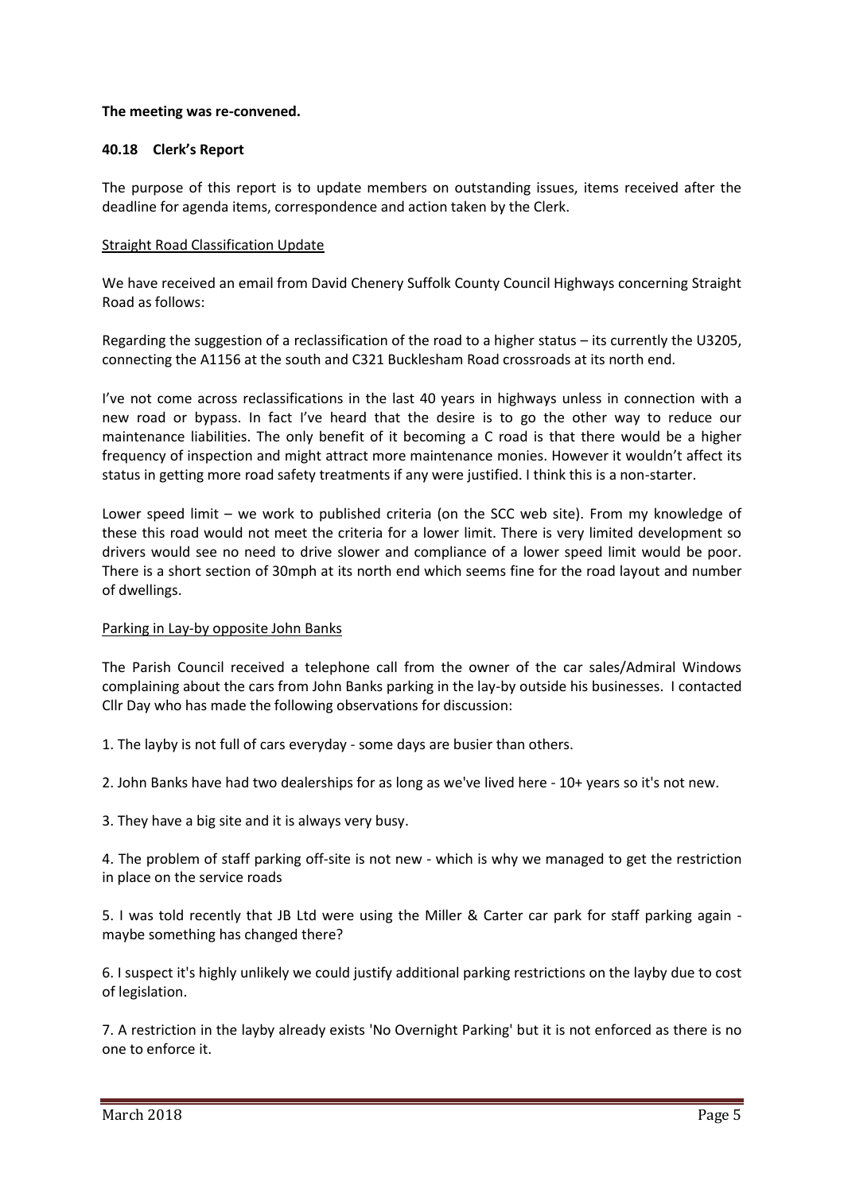**The meeting was re-convened.**

### 40.18 Clerk's Report

The purpose of this report is to update members on outstanding issues, items received after the deadline for agenda items, correspondence and action taken by the Clerk.

<u>Straight Road Classification Update</u>

We have received an email from David Chenery Suffolk County Council Highways concerning Straight Road as follows:

Regarding the suggestion of a reclassification of the road to a higher status – its currently the U3205, connecting the A1156 at the south and C321 Bucklesham Road crossroads at its north end.

I've not come across reclassifications in the last 40 years in highways unless in connection with a new road or bypass. In fact I've heard that the desire is to go the other way to reduce our maintenance liabilities. The only benefit of it becoming a C road is that there would be a higher frequency of inspection and might attract more maintenance monies. However it wouldn't affect its status in getting more road safety treatments if any were justified. I think this is a non-starter.

Lower speed limit – we work to published criteria (on the SCC web site). From my knowledge of these this road would not meet the criteria for a lower limit. There is very limited development so drivers would see no need to drive slower and compliance of a lower speed limit would be poor. There is a short section of 30mph at its north end which seems fine for the road layout and number of dwellings.

<u>Parking in Lay-by opposite John Banks</u>

The Parish Council received a telephone call from the owner of the car sales/Admiral Windows complaining about the cars from John Banks parking in the lay-by outside his businesses. I contacted Cllr Day who has made the following observations for discussion:

1. The layby is not full of cars everyday - some days are busier than others.

2. John Banks have had two dealerships for as long as we've lived here - 10+ years so it's not new.

3. They have a big site and it is always very busy.

4. The problem of staff parking off-site is not new - which is why we managed to get the restriction in place on the service roads

5. I was told recently that JB Ltd were using the Miller & Carter car park for staff parking again - maybe something has changed there?

6. I suspect it's highly unlikely we could justify additional parking restrictions on the layby due to cost of legislation.

7. A restriction in the layby already exists 'No Overnight Parking' but it is not enforced as there is no one to enforce it.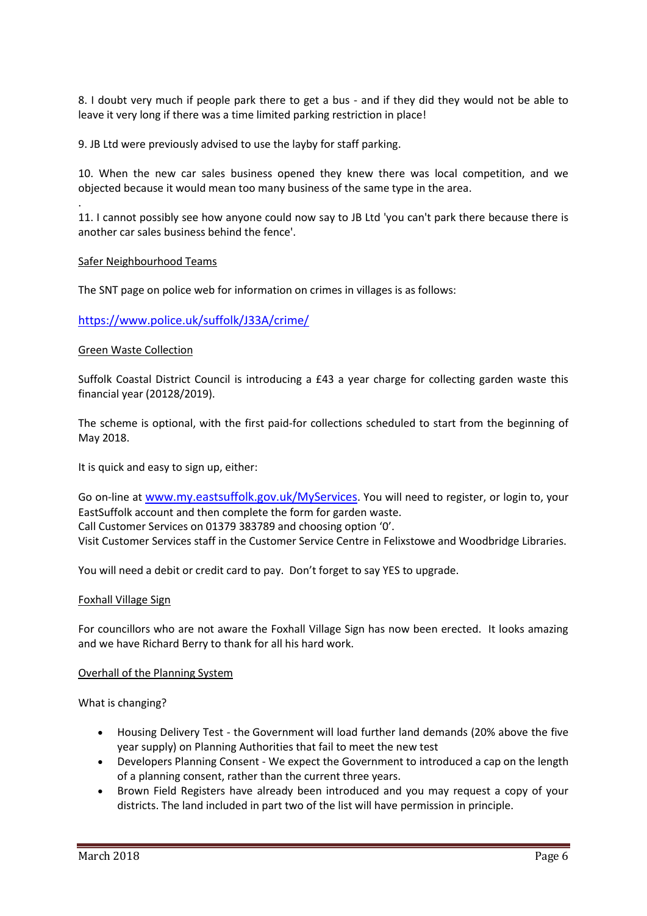8. I doubt very much if people park there to get a bus - and if they did they would not be able to leave it very long if there was a time limited parking restriction in place!

9. JB Ltd were previously advised to use the layby for staff parking.

10. When the new car sales business opened they knew there was local competition, and we objected because it would mean too many business of the same type in the area.

.

11. I cannot possibly see how anyone could now say to JB Ltd 'you can't park there because there is another car sales business behind the fence'.

<u>Safer Neighbourhood Teams</u>

The SNT page on police web for information on crimes in villages is as follows:

https://www.police.uk/suffolk/J33A/crime/

<u>Green Waste Collection</u>

Suffolk Coastal District Council is introducing a £43 a year charge for collecting garden waste this financial year (20128/2019).

The scheme is optional, with the first paid-for collections scheduled to start from the beginning of May 2018.

It is quick and easy to sign up, either:

Go on-line at www.my.eastsuffolk.gov.uk/MyServices. You will need to register, or login to, your EastSuffolk account and then complete the form for garden waste.
Call Customer Services on 01379 383789 and choosing option '0'.
Visit Customer Services staff in the Customer Service Centre in Felixstowe and Woodbridge Libraries.

You will need a debit or credit card to pay. Don't forget to say YES to upgrade.

<u>Foxhall Village Sign</u>

For councillors who are not aware the Foxhall Village Sign has now been erected. It looks amazing and we have Richard Berry to thank for all his hard work.

<u>Overhall of the Planning System</u>

What is changing?

- Housing Delivery Test - the Government will load further land demands (20% above the five year supply) on Planning Authorities that fail to meet the new test
- Developers Planning Consent - We expect the Government to introduced a cap on the length of a planning consent, rather than the current three years.
- Brown Field Registers have already been introduced and you may request a copy of your districts. The land included in part two of the list will have permission in principle.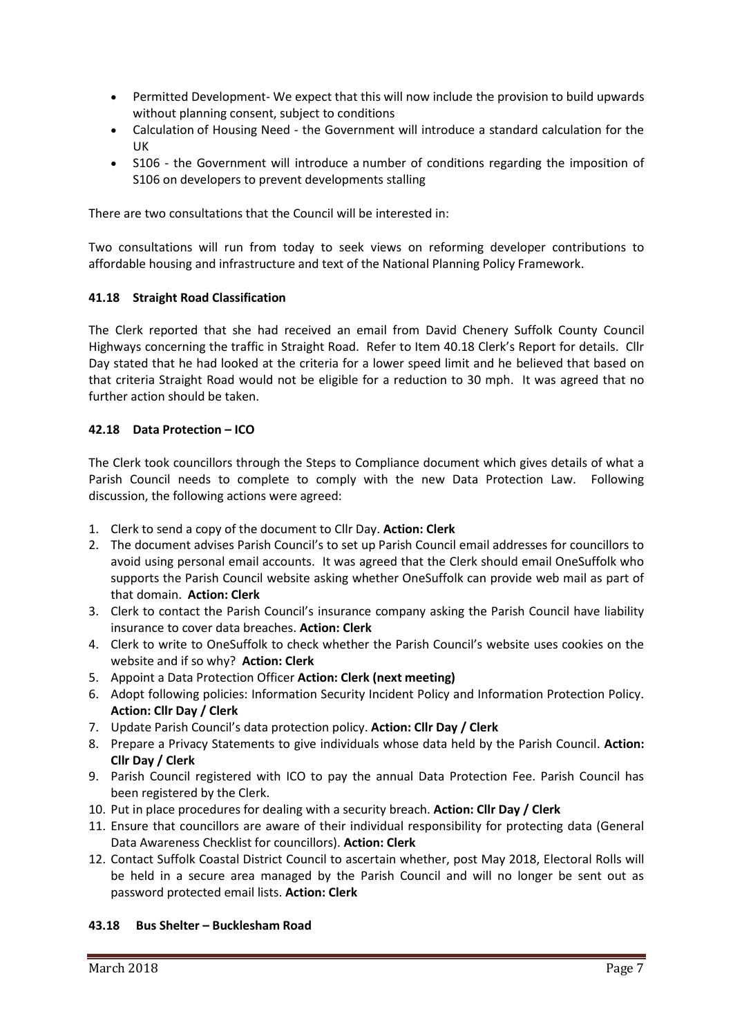- Permitted Development- We expect that this will now include the provision to build upwards without planning consent, subject to conditions
- Calculation of Housing Need - the Government will introduce a standard calculation for the UK
- S106 - the Government will introduce a number of conditions regarding the imposition of S106 on developers to prevent developments stalling

There are two consultations that the Council will be interested in:

Two consultations will run from today to seek views on reforming developer contributions to affordable housing and infrastructure and text of the National Planning Policy Framework.

### 41.18 Straight Road Classification

The Clerk reported that she had received an email from David Chenery Suffolk County Council Highways concerning the traffic in Straight Road. Refer to Item 40.18 Clerk's Report for details. Cllr Day stated that he had looked at the criteria for a lower speed limit and he believed that based on that criteria Straight Road would not be eligible for a reduction to 30 mph. It was agreed that no further action should be taken.

### 42.18 Data Protection – ICO

The Clerk took councillors through the Steps to Compliance document which gives details of what a Parish Council needs to complete to comply with the new Data Protection Law. Following discussion, the following actions were agreed:

1. Clerk to send a copy of the document to Cllr Day. **Action: Clerk**
2. The document advises Parish Council's to set up Parish Council email addresses for councillors to avoid using personal email accounts. It was agreed that the Clerk should email OneSuffolk who supports the Parish Council website asking whether OneSuffolk can provide web mail as part of that domain. **Action: Clerk**
3. Clerk to contact the Parish Council's insurance company asking the Parish Council have liability insurance to cover data breaches. **Action: Clerk**
4. Clerk to write to OneSuffolk to check whether the Parish Council's website uses cookies on the website and if so why? **Action: Clerk**
5. Appoint a Data Protection Officer **Action: Clerk (next meeting)**
6. Adopt following policies: Information Security Incident Policy and Information Protection Policy. **Action: Cllr Day / Clerk**
7. Update Parish Council's data protection policy. **Action: Cllr Day / Clerk**
8. Prepare a Privacy Statements to give individuals whose data held by the Parish Council. **Action: Cllr Day / Clerk**
9. Parish Council registered with ICO to pay the annual Data Protection Fee. Parish Council has been registered by the Clerk.
10. Put in place procedures for dealing with a security breach. **Action: Cllr Day / Clerk**
11. Ensure that councillors are aware of their individual responsibility for protecting data (General Data Awareness Checklist for councillors). **Action: Clerk**
12. Contact Suffolk Coastal District Council to ascertain whether, post May 2018, Electoral Rolls will be held in a secure area managed by the Parish Council and will no longer be sent out as password protected email lists. **Action: Clerk**

### 43.18 Bus Shelter – Bucklesham Road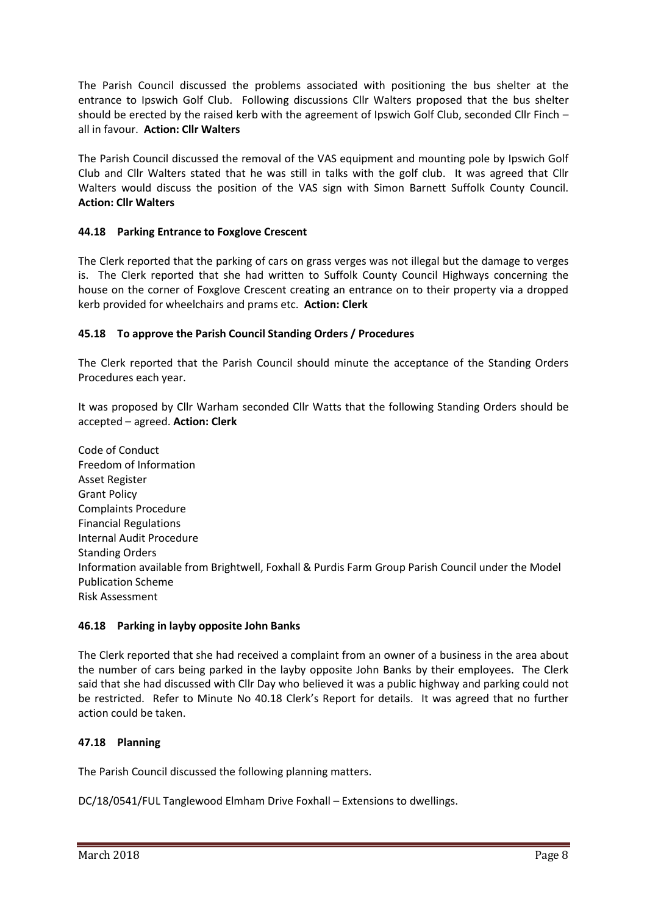The Parish Council discussed the problems associated with positioning the bus shelter at the entrance to Ipswich Golf Club. Following discussions Cllr Walters proposed that the bus shelter should be erected by the raised kerb with the agreement of Ipswich Golf Club, seconded Cllr Finch – all in favour. **Action: Cllr Walters**

The Parish Council discussed the removal of the VAS equipment and mounting pole by Ipswich Golf Club and Cllr Walters stated that he was still in talks with the golf club. It was agreed that Cllr Walters would discuss the position of the VAS sign with Simon Barnett Suffolk County Council. **Action: Cllr Walters**

### 44.18 Parking Entrance to Foxglove Crescent

The Clerk reported that the parking of cars on grass verges was not illegal but the damage to verges is. The Clerk reported that she had written to Suffolk County Council Highways concerning the house on the corner of Foxglove Crescent creating an entrance on to their property via a dropped kerb provided for wheelchairs and prams etc. **Action: Clerk**

### 45.18 To approve the Parish Council Standing Orders / Procedures

The Clerk reported that the Parish Council should minute the acceptance of the Standing Orders Procedures each year.

It was proposed by Cllr Warham seconded Cllr Watts that the following Standing Orders should be accepted – agreed. **Action: Clerk**

Code of Conduct
Freedom of Information
Asset Register
Grant Policy
Complaints Procedure
Financial Regulations
Internal Audit Procedure
Standing Orders
Information available from Brightwell, Foxhall & Purdis Farm Group Parish Council under the Model Publication Scheme
Risk Assessment

### 46.18 Parking in layby opposite John Banks

The Clerk reported that she had received a complaint from an owner of a business in the area about the number of cars being parked in the layby opposite John Banks by their employees. The Clerk said that she had discussed with Cllr Day who believed it was a public highway and parking could not be restricted. Refer to Minute No 40.18 Clerk's Report for details. It was agreed that no further action could be taken.

### 47.18 Planning

The Parish Council discussed the following planning matters.

DC/18/0541/FUL Tanglewood Elmham Drive Foxhall – Extensions to dwellings.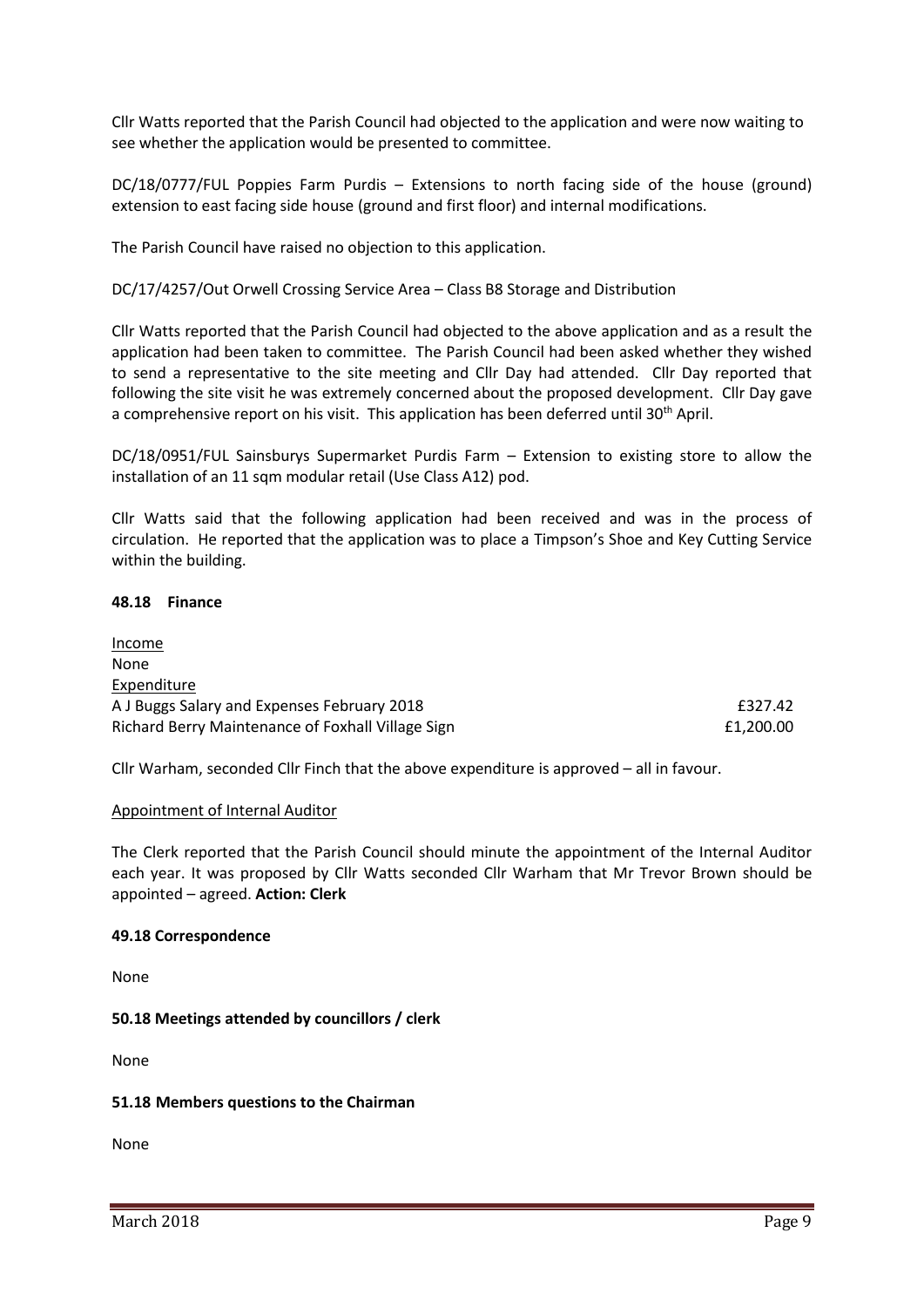Cllr Watts reported that the Parish Council had objected to the application and were now waiting to see whether the application would be presented to committee.

DC/18/0777/FUL Poppies Farm Purdis – Extensions to north facing side of the house (ground) extension to east facing side house (ground and first floor) and internal modifications.

The Parish Council have raised no objection to this application.

DC/17/4257/Out Orwell Crossing Service Area – Class B8 Storage and Distribution

Cllr Watts reported that the Parish Council had objected to the above application and as a result the application had been taken to committee. The Parish Council had been asked whether they wished to send a representative to the site meeting and Cllr Day had attended. Cllr Day reported that following the site visit he was extremely concerned about the proposed development. Cllr Day gave a comprehensive report on his visit. This application has been deferred until 30th April.

DC/18/0951/FUL Sainsburys Supermarket Purdis Farm – Extension to existing store to allow the installation of an 11 sqm modular retail (Use Class A12) pod.

Cllr Watts said that the following application had been received and was in the process of circulation. He reported that the application was to place a Timpson's Shoe and Key Cutting Service within the building.

### 48.18 Finance

Income

None

Expenditure

| | |
|---|---|
| A J Buggs Salary and Expenses February 2018 | £327.42 |
| Richard Berry Maintenance of Foxhall Village Sign | £1,200.00 |

Cllr Warham, seconded Cllr Finch that the above expenditure is approved – all in favour.

Appointment of Internal Auditor

The Clerk reported that the Parish Council should minute the appointment of the Internal Auditor each year. It was proposed by Cllr Watts seconded Cllr Warham that Mr Trevor Brown should be appointed – agreed. **Action: Clerk**

### 49.18 Correspondence

None

### 50.18 Meetings attended by councillors / clerk

None

### 51.18 Members questions to the Chairman

None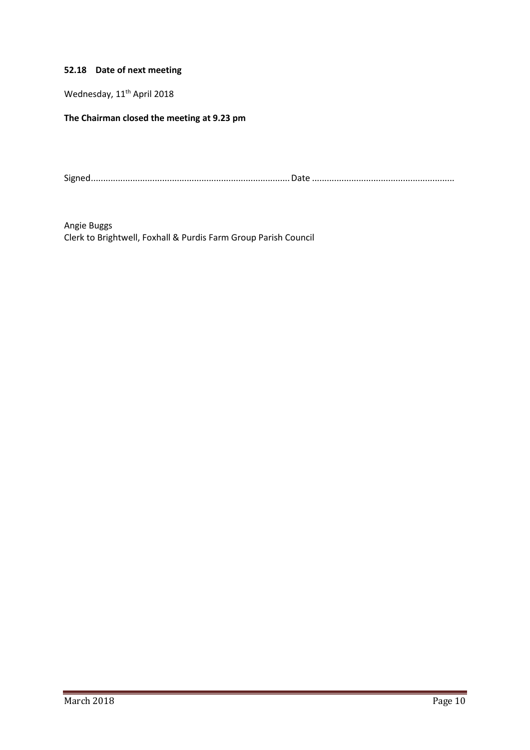**52.18 Date of next meeting**

Wednesday, 11th April 2018

**The Chairman closed the meeting at 9.23 pm**

Signed................................................................................Date .........................................................

Angie Buggs
Clerk to Brightwell, Foxhall & Purdis Farm Group Parish Council